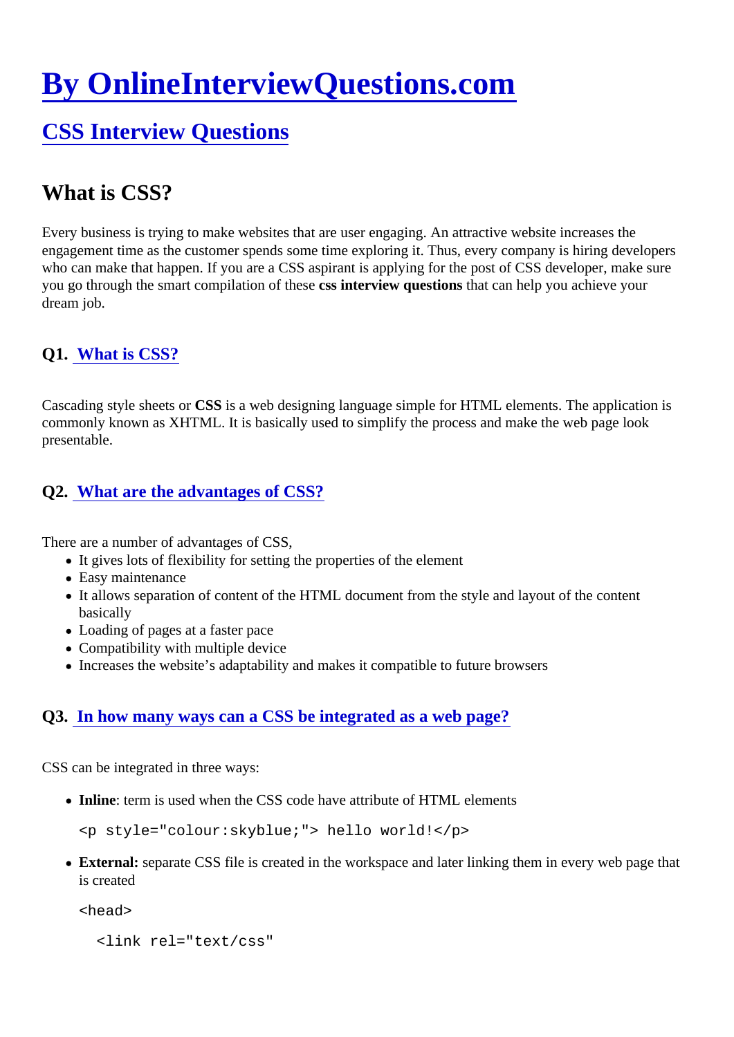# By OnlineInterviewQuestions.com

## CSS Interview Questions

## What is CSS?

Every business is trying to make websites that are user engaging. An attractive website increases the engagement time as the customer spends some time exploring it. Thus, every company is hiring developers who can make that happen. If you are a CSS aspirant is applying for the post of CSS developer, make sure you go through the smart compilation of these **css interview questions** that can help you achieve your dream job.

### Q1. What is CSS?

Cascading style sheets or **CSS** is a web designing language simple for HTML elements. The application is commonly known as XHTML. It is basically used to simplify the process and make the web page look presentable.

### Q2. What are the advantages of CSS?

There are a number of advantages of CSS,

- It gives lots of flexibility for setting the properties of the element
- Easy maintenance
- It allows separation of content of the HTML document from the style and layout of the content basically
- Loading of pages at a faster pace
- Compatibility with multiple device
- Increases the website's adaptability and makes it compatible to future browsers

### Q3. In how many ways can a CSS be integrated as a web page?

CSS can be integrated in three ways:

- **Inline**: term is used when the CSS code have attribute of HTML elements

  ```
  <p style="colour:skyblue;"> hello world!</p>
  ```

- **External:** separate CSS file is created in the workspace and later linking them in every web page that is created

  ```
  <head>
    <link rel="text/css"
  ```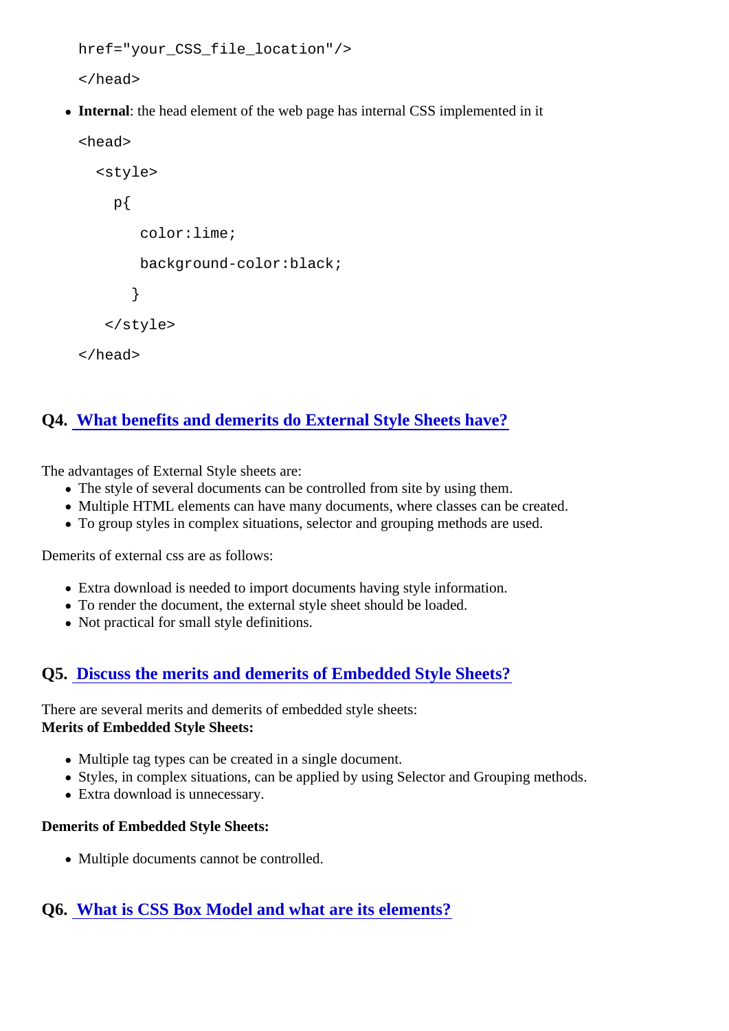```
href="your_CSS_file_location"/>

</head>
```

- **Internal**: the head element of the web page has internal CSS implemented in it

```
<head>
  <style>
    p{
       color:lime;
       background-color:black;
      }
   </style>
</head>
```

## Q4. What benefits and demerits do External Style Sheets have?

The advantages of External Style sheets are:

- The style of several documents can be controlled from site by using them.
- Multiple HTML elements can have many documents, where classes can be created.
- To group styles in complex situations, selector and grouping methods are used.

Demerits of external css are as follows:

- Extra download is needed to import documents having style information.
- To render the document, the external style sheet should be loaded.
- Not practical for small style definitions.

## Q5. Discuss the merits and demerits of Embedded Style Sheets?

There are several merits and demerits of embedded style sheets:
**Merits of Embedded Style Sheets:**

- Multiple tag types can be created in a single document.
- Styles, in complex situations, can be applied by using Selector and Grouping methods.
- Extra download is unnecessary.

**Demerits of Embedded Style Sheets:**

- Multiple documents cannot be controlled.

## Q6. What is CSS Box Model and what are its elements?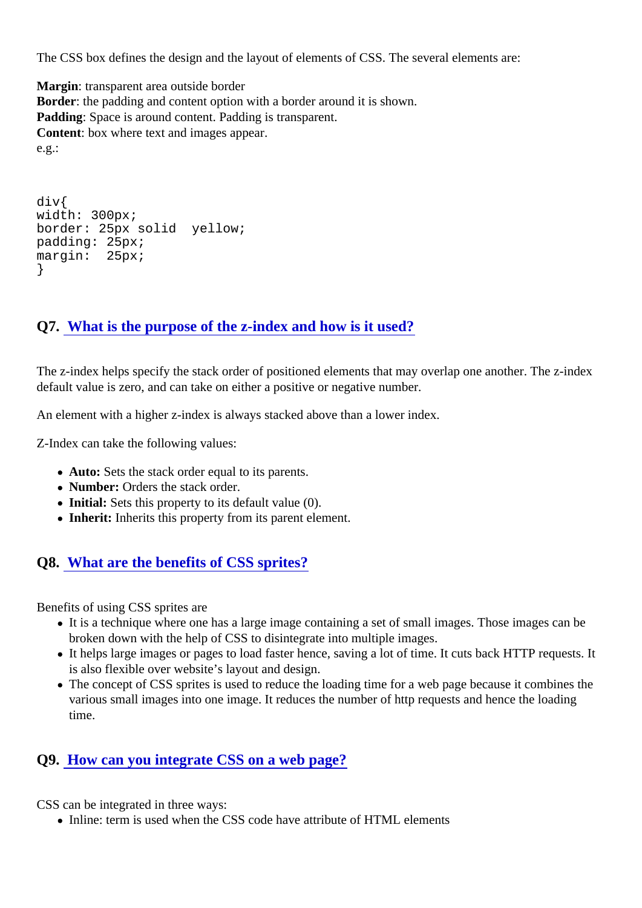The CSS box defines the design and the layout of elements of CSS. The several elements are:

**Margin**: transparent area outside border
**Border**: the padding and content option with a border around it is shown.
**Padding**: Space is around content. Padding is transparent.
**Content**: box where text and images appear.
e.g.:

```
div{
width: 300px;
border: 25px solid  yellow;
padding: 25px;
margin:  25px;
}
```

## Q7. What is the purpose of the z-index and how is it used?

The z-index helps specify the stack order of positioned elements that may overlap one another. The z-index default value is zero, and can take on either a positive or negative number.

An element with a higher z-index is always stacked above than a lower index.

Z-Index can take the following values:

- **Auto:** Sets the stack order equal to its parents.
- **Number:** Orders the stack order.
- **Initial:** Sets this property to its default value (0).
- **Inherit:** Inherits this property from its parent element.

## Q8. What are the benefits of CSS sprites?

Benefits of using CSS sprites are

- It is a technique where one has a large image containing a set of small images. Those images can be broken down with the help of CSS to disintegrate into multiple images.
- It helps large images or pages to load faster hence, saving a lot of time. It cuts back HTTP requests. It is also flexible over website's layout and design.
- The concept of CSS sprites is used to reduce the loading time for a web page because it combines the various small images into one image. It reduces the number of http requests and hence the loading time.

## Q9. How can you integrate CSS on a web page?

CSS can be integrated in three ways:

- Inline: term is used when the CSS code have attribute of HTML elements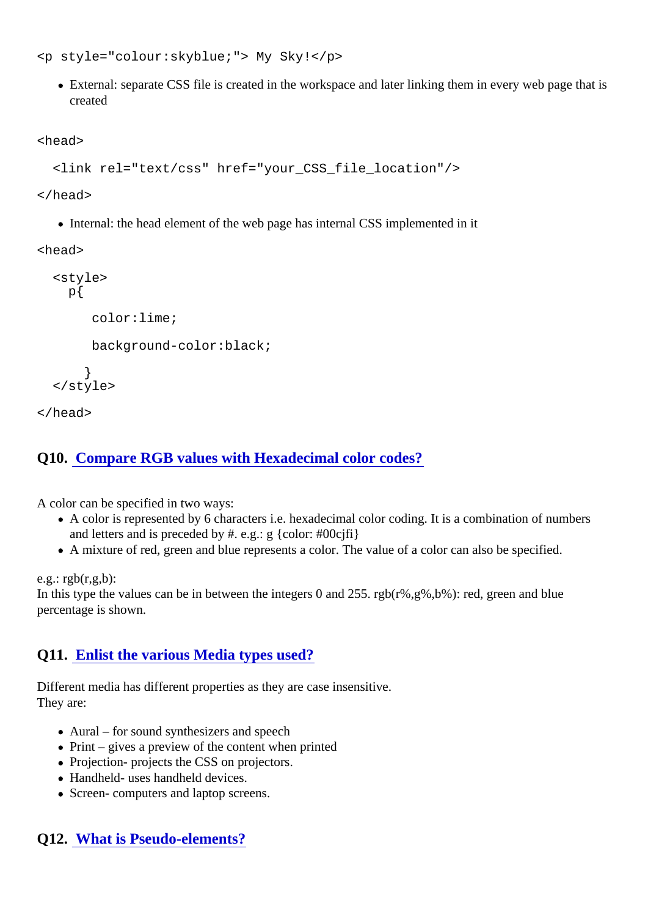```
<p style="colour:skyblue;"> My Sky!</p>
```

- External: separate CSS file is created in the workspace and later linking them in every web page that is created

```
<head>

  <link rel="text/css" href="your_CSS_file_location"/>

</head>
```

- Internal: the head element of the web page has internal CSS implemented in it

```
<head>

  <style>
    p{

       color:lime;

       background-color:black;

      }
  </style>

</head>
```

## Q10. Compare RGB values with Hexadecimal color codes?

A color can be specified in two ways:

- A color is represented by 6 characters i.e. hexadecimal color coding. It is a combination of numbers and letters and is preceded by #. e.g.: g {color: #00cjfi}
- A mixture of red, green and blue represents a color. The value of a color can also be specified.

e.g.: rgb(r,g,b):
In this type the values can be in between the integers 0 and 255. rgb(r%,g%,b%): red, green and blue percentage is shown.

## Q11. Enlist the various Media types used?

Different media has different properties as they are case insensitive.
They are:

- Aural – for sound synthesizers and speech
- Print – gives a preview of the content when printed
- Projection- projects the CSS on projectors.
- Handheld- uses handheld devices.
- Screen- computers and laptop screens.

## Q12. What is Pseudo-elements?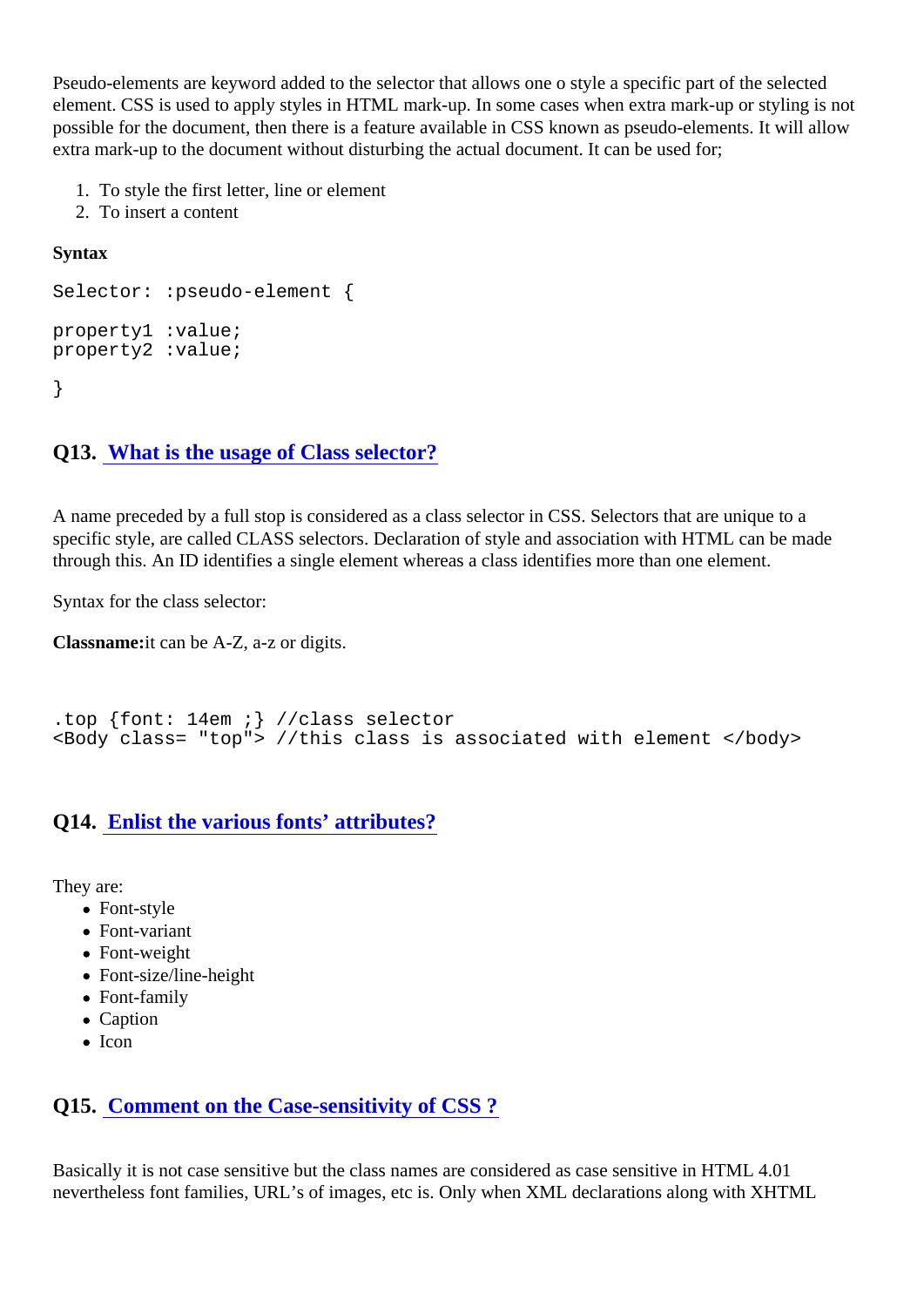Pseudo-elements are keyword added to the selector that allows one o style a specific part of the selected element. CSS is used to apply styles in HTML mark-up. In some cases when extra mark-up or styling is not possible for the document, then there is a feature available in CSS known as pseudo-elements. It will allow extra mark-up to the document without disturbing the actual document. It can be used for;

1. To style the first letter, line or element
2. To insert a content

**Syntax**

```
Selector: :pseudo-element {

property1 :value;
property2 :value;

}
```

### Q13. [What is the usage of Class selector?]

A name preceded by a full stop is considered as a class selector in CSS. Selectors that are unique to a specific style, are called CLASS selectors. Declaration of style and association with HTML can be made through this. An ID identifies a single element whereas a class identifies more than one element.

Syntax for the class selector:

**Classname:**it can be A-Z, a-z or digits.

```
.top {font: 14em ;} //class selector
<Body class= "top"> //this class is associated with element </body>
```

### Q14. [Enlist the various fonts' attributes?]

They are:

- Font-style
- Font-variant
- Font-weight
- Font-size/line-height
- Font-family
- Caption
- Icon

### Q15. [Comment on the Case-sensitivity of CSS ?]

Basically it is not case sensitive but the class names are considered as case sensitive in HTML 4.01 nevertheless font families, URL's of images, etc is. Only when XML declarations along with XHTML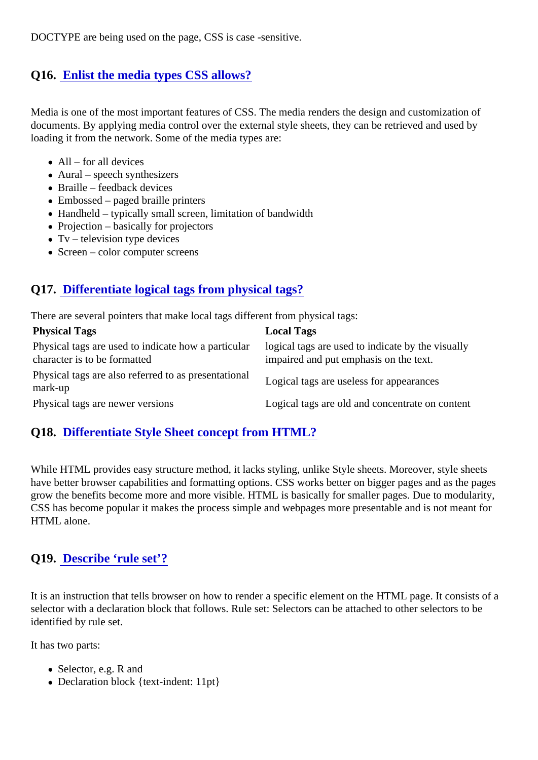DOCTYPE are being used on the page, CSS is case -sensitive.

### Q16. [Enlist the media types CSS allows?]

Media is one of the most important features of CSS. The media renders the design and customization of documents. By applying media control over the external style sheets, they can be retrieved and used by loading it from the network. Some of the media types are:

- All – for all devices
- Aural – speech synthesizers
- Braille – feedback devices
- Embossed – paged braille printers
- Handheld – typically small screen, limitation of bandwidth
- Projection – basically for projectors
- Tv – television type devices
- Screen – color computer screens

### Q17. [Differentiate logical tags from physical tags?]

There are several pointers that make local tags different from physical tags:

| Physical Tags | Local Tags |
|---|---|
| Physical tags are used to indicate how a particular character is to be formatted | logical tags are used to indicate by the visually impaired and put emphasis on the text. |
| Physical tags are also referred to as presentational mark-up | Logical tags are useless for appearances |
| Physical tags are newer versions | Logical tags are old and concentrate on content |

### Q18. [Differentiate Style Sheet concept from HTML?]

While HTML provides easy structure method, it lacks styling, unlike Style sheets. Moreover, style sheets have better browser capabilities and formatting options. CSS works better on bigger pages and as the pages grow the benefits become more and more visible. HTML is basically for smaller pages. Due to modularity, CSS has become popular it makes the process simple and webpages more presentable and is not meant for HTML alone.

### Q19. [Describe 'rule set'?]

It is an instruction that tells browser on how to render a specific element on the HTML page. It consists of a selector with a declaration block that follows. Rule set: Selectors can be attached to other selectors to be identified by rule set.

It has two parts:

- Selector, e.g. R and
- Declaration block {text-indent: 11pt}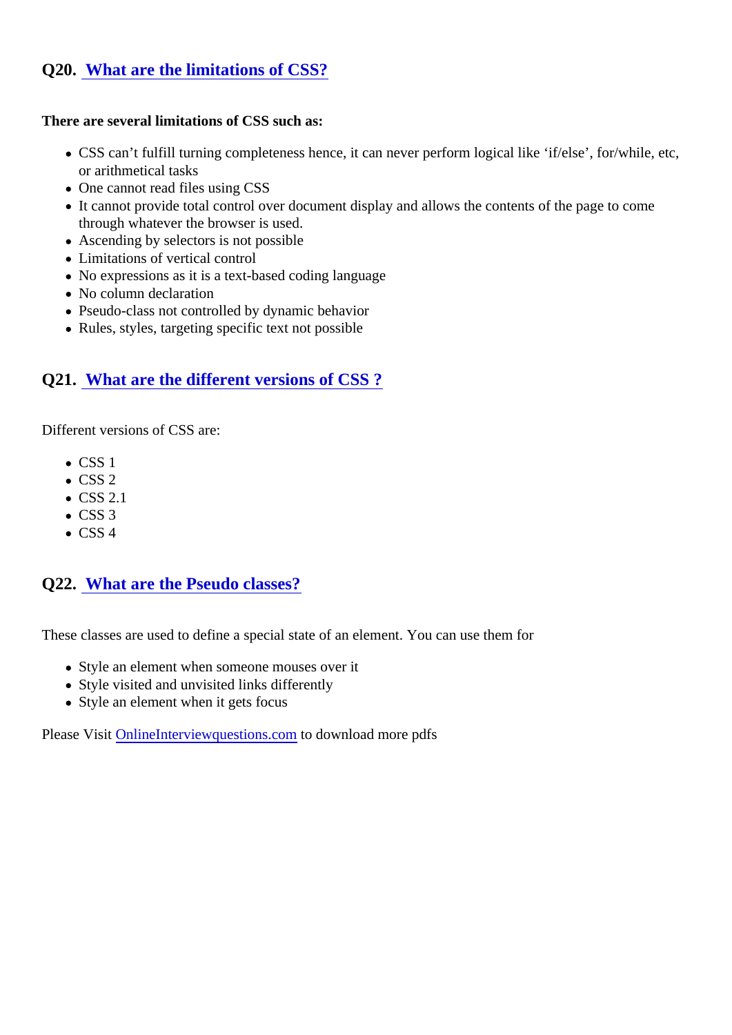## Q20. What are the limitations of CSS?

**There are several limitations of CSS such as:**

- CSS can’t fulfill turning completeness hence, it can never perform logical like ‘if/else’, for/while, etc, or arithmetical tasks
- One cannot read files using CSS
- It cannot provide total control over document display and allows the contents of the page to come through whatever the browser is used.
- Ascending by selectors is not possible
- Limitations of vertical control
- No expressions as it is a text-based coding language
- No column declaration
- Pseudo-class not controlled by dynamic behavior
- Rules, styles, targeting specific text not possible

## Q21. What are the different versions of CSS ?

Different versions of CSS are:

- CSS 1
- CSS 2
- CSS 2.1
- CSS 3
- CSS 4

## Q22. What are the Pseudo classes?

These classes are used to define a special state of an element. You can use them for

- Style an element when someone mouses over it
- Style visited and unvisited links differently
- Style an element when it gets focus

Please Visit OnlineInterviewquestions.com to download more pdfs